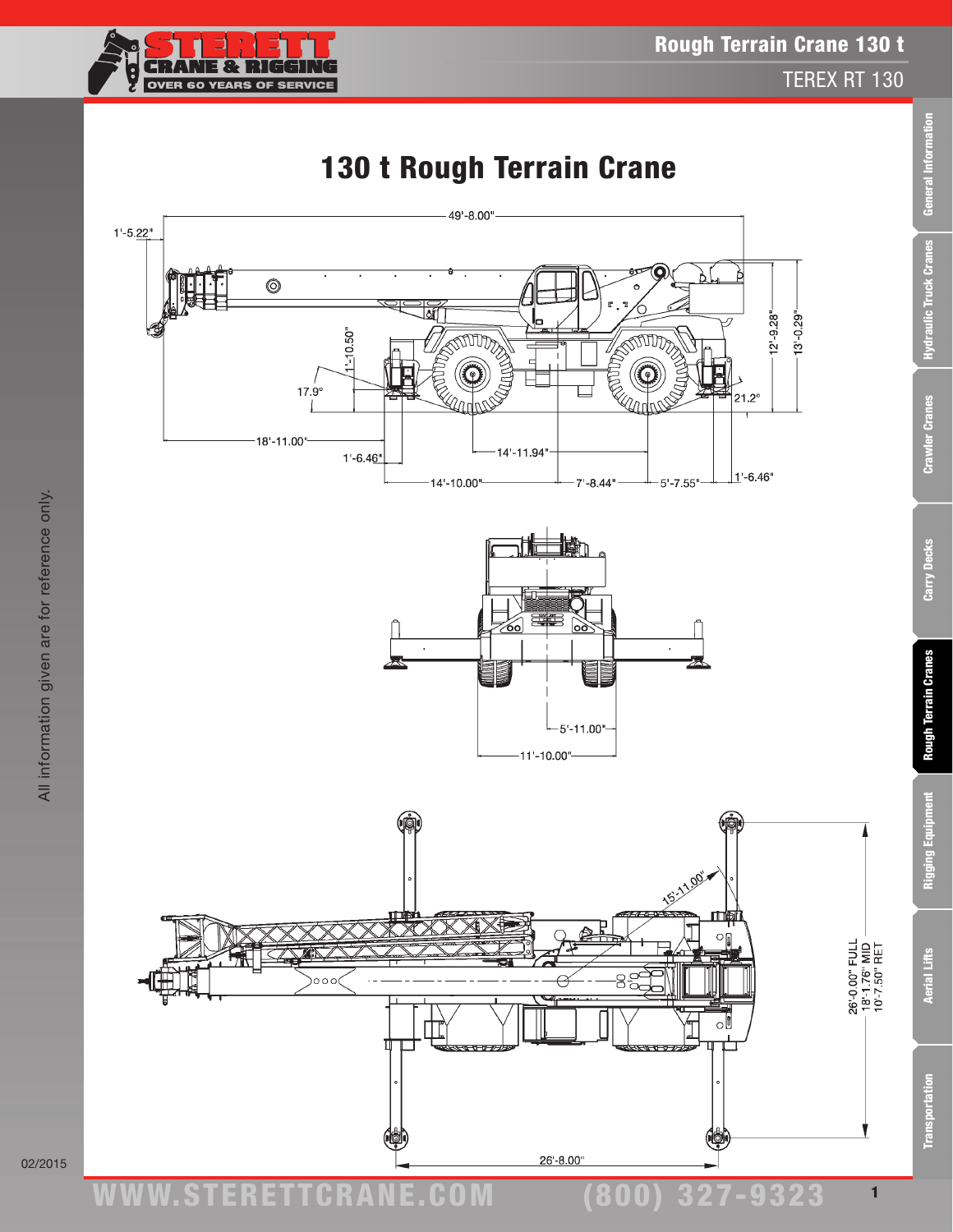# 130 t Rough Terrain Crane

49'-8.00"

1'-5.22"

1'-10.50"

17.9°

21.2°

12'-9.28"

13'-0.29"

18'-11.00"

14'-11.94"

1'-6.46"

14'-10.00"

7'-8.44"

5'-7.55"

1'-6.46"

5'-11.00"

11'-10.00"

15'-11.00"

26'-0.00" FULL
18'-1.76" MID
10'-7.50" RET

26'-8.00"

All information given are for reference only.

02/2015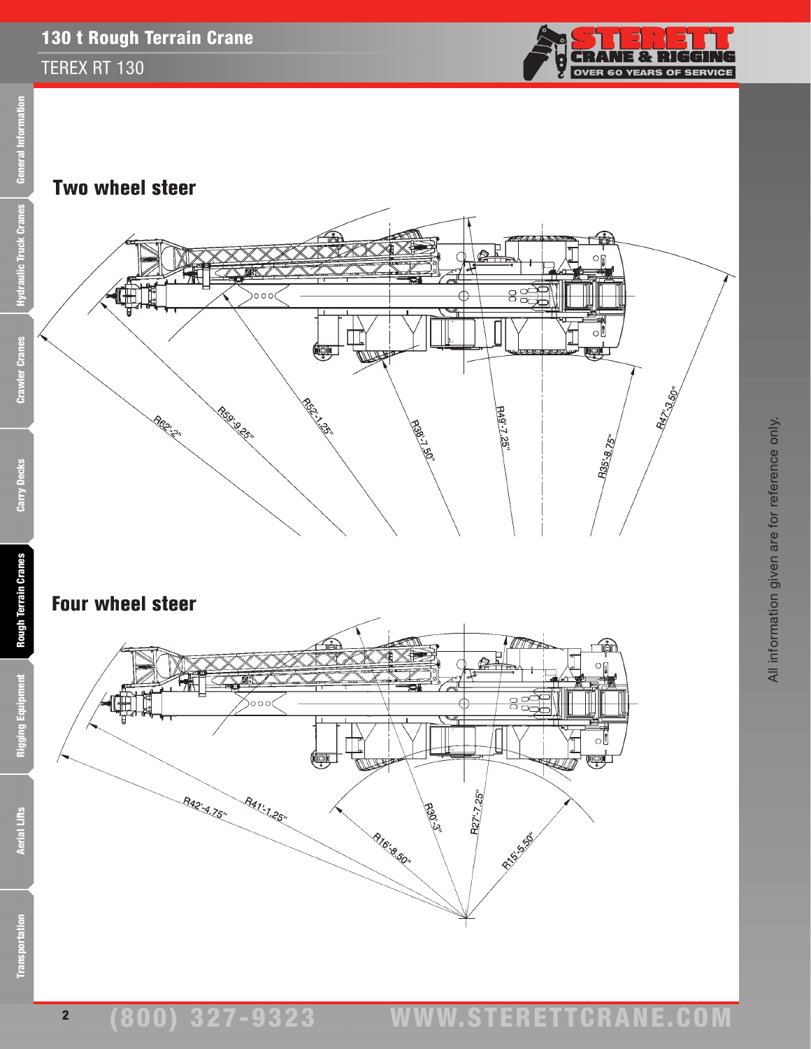## Two wheel steer

R62'-2"

R59'-9.25"

R52'-1.25"

R38'-7.50"

R49'-7.25"

R35'-8.75"

R47'-3.50"

## Four wheel steer

R42'-4.75"

R41'-1.25"

R16'-8.50"

R30'-3"

R27'-7.25"

R15'-5.50"

All information given are for reference only.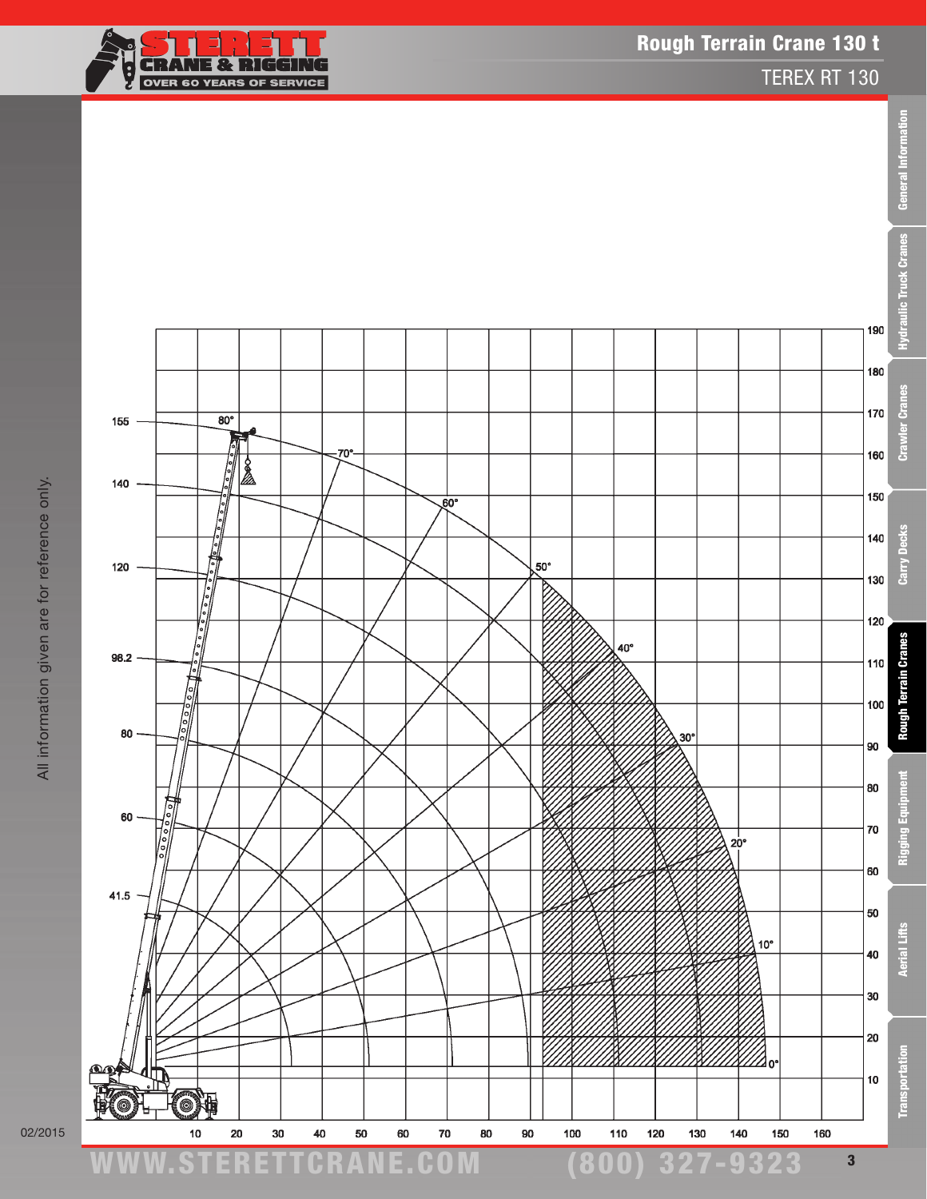# Rough Terrain Crane 130 t

## TEREX RT 130

All information given are for reference only.

02/2015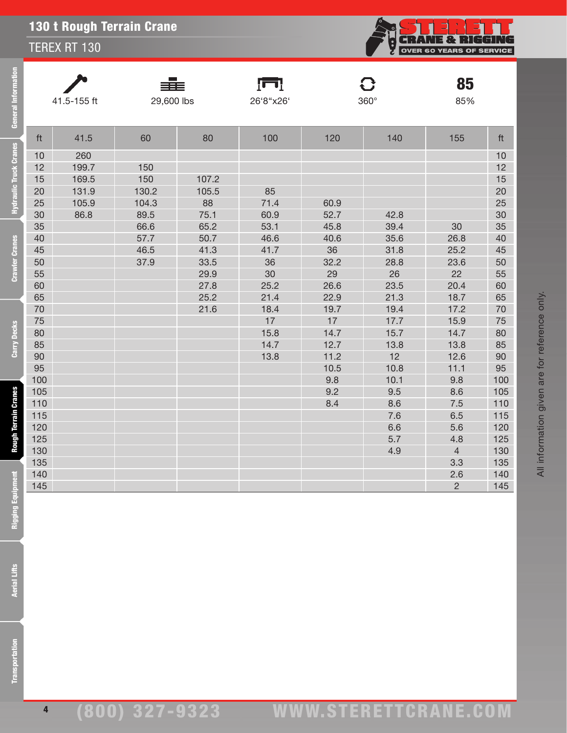# 130 t Rough Terrain Crane

## TEREX RT 130

| 41.5-155 ft | 29,600 lbs | 26‘8“x26‘ | 360° | 85 |
|---|---|---|---|---|
| | | | | 85% |

| ft | 41.5 | 60 | 80 | 100 | 120 | 140 | 155 | ft |
|---|---|---|---|---|---|---|---|---|
| 10 | 260 | | | | | | | 10 |
| 12 | 199.7 | 150 | | | | | | 12 |
| 15 | 169.5 | 150 | 107.2 | | | | | 15 |
| 20 | 131.9 | 130.2 | 105.5 | 85 | | | | 20 |
| 25 | 105.9 | 104.3 | 88 | 71.4 | 60.9 | | | 25 |
| 30 | 86.8 | 89.5 | 75.1 | 60.9 | 52.7 | 42.8 | | 30 |
| 35 | | 66.6 | 65.2 | 53.1 | 45.8 | 39.4 | 30 | 35 |
| 40 | | 57.7 | 50.7 | 46.6 | 40.6 | 35.6 | 26.8 | 40 |
| 45 | | 46.5 | 41.3 | 41.7 | 36 | 31.8 | 25.2 | 45 |
| 50 | | 37.9 | 33.5 | 36 | 32.2 | 28.8 | 23.6 | 50 |
| 55 | | | 29.9 | 30 | 29 | 26 | 22 | 55 |
| 60 | | | 27.8 | 25.2 | 26.6 | 23.5 | 20.4 | 60 |
| 65 | | | 25.2 | 21.4 | 22.9 | 21.3 | 18.7 | 65 |
| 70 | | | 21.6 | 18.4 | 19.7 | 19.4 | 17.2 | 70 |
| 75 | | | | 17 | 17 | 17.7 | 15.9 | 75 |
| 80 | | | | 15.8 | 14.7 | 15.7 | 14.7 | 80 |
| 85 | | | | 14.7 | 12.7 | 13.8 | 13.8 | 85 |
| 90 | | | | 13.8 | 11.2 | 12 | 12.6 | 90 |
| 95 | | | | | 10.5 | 10.8 | 11.1 | 95 |
| 100 | | | | | 9.8 | 10.1 | 9.8 | 100 |
| 105 | | | | | 9.2 | 9.5 | 8.6 | 105 |
| 110 | | | | | 8.4 | 8.6 | 7.5 | 110 |
| 115 | | | | | | 7.6 | 6.5 | 115 |
| 120 | | | | | | 6.6 | 5.6 | 120 |
| 125 | | | | | | 5.7 | 4.8 | 125 |
| 130 | | | | | | 4.9 | 4 | 130 |
| 135 | | | | | | | 3.3 | 135 |
| 140 | | | | | | | 2.6 | 140 |
| 145 | | | | | | | 2 | 145 |

All information given are for reference only.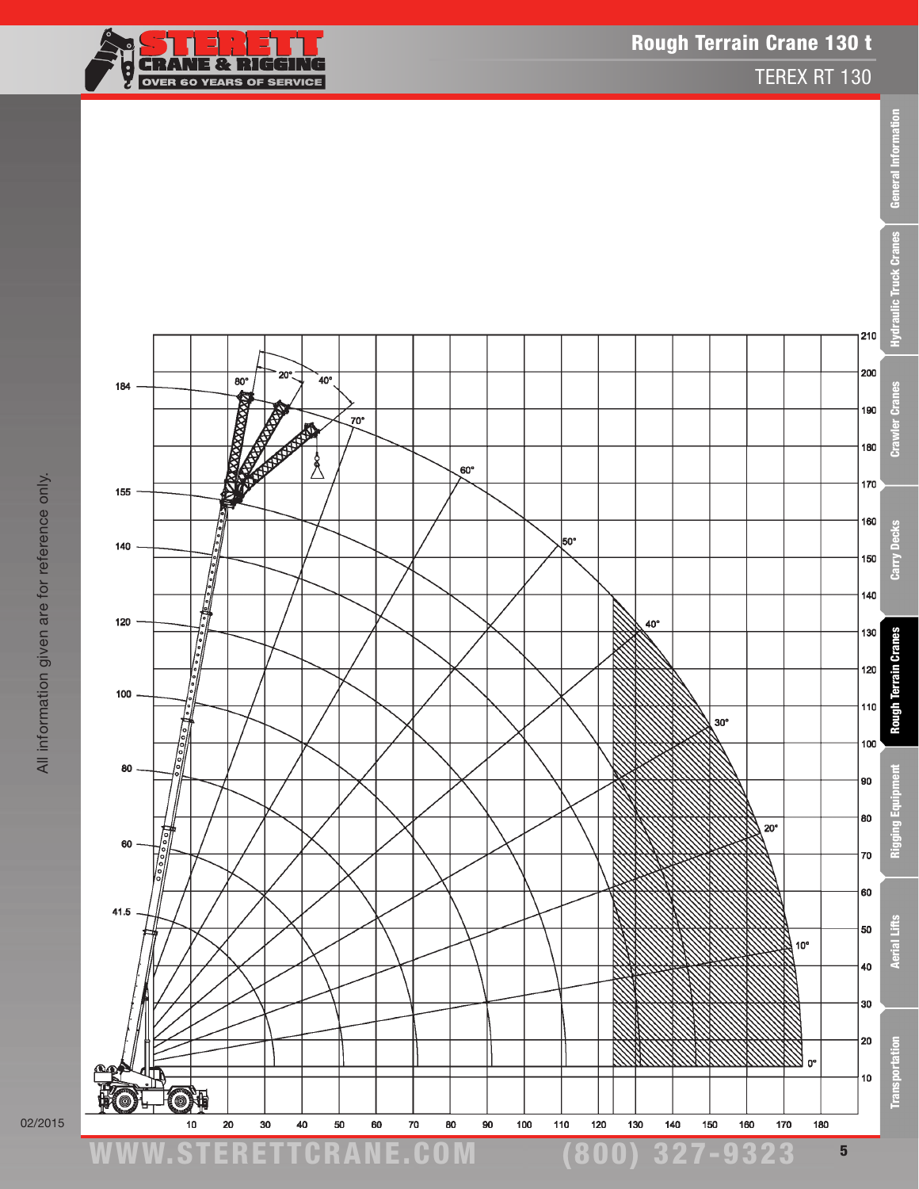## Rough Terrain Crane 130 t

TEREX RT 130

All information given are for reference only.

02/2015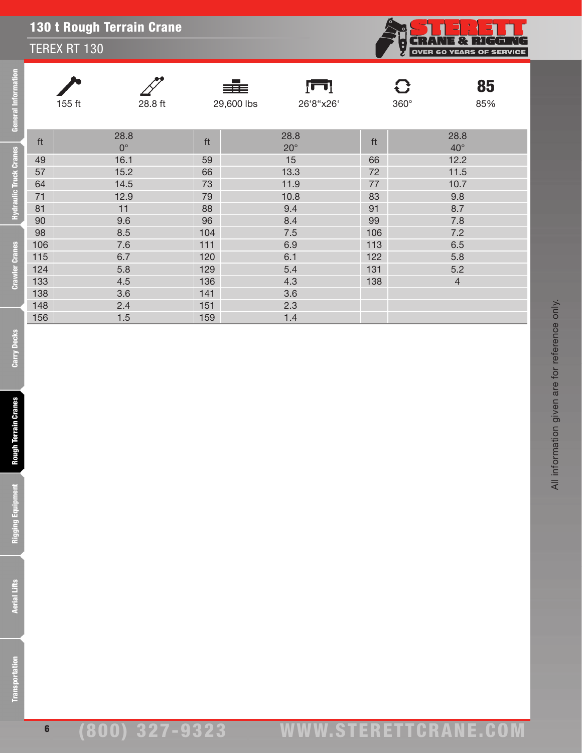## 130 t Rough Terrain Crane

TEREX RT 130

| 155 ft | 28.8 ft | 29,600 lbs | 26'8"x26' | 360° | 85% |
|---|---|---|---|---|---|

| ft | 28.8 0° | ft | 28.8 20° | ft | 28.8 40° |
|---|---|---|---|---|---|
| 49 | 16.1 | 59 | 15 | 66 | 12.2 |
| 57 | 15.2 | 66 | 13.3 | 72 | 11.5 |
| 64 | 14.5 | 73 | 11.9 | 77 | 10.7 |
| 71 | 12.9 | 79 | 10.8 | 83 | 9.8 |
| 81 | 11 | 88 | 9.4 | 91 | 8.7 |
| 90 | 9.6 | 96 | 8.4 | 99 | 7.8 |
| 98 | 8.5 | 104 | 7.5 | 106 | 7.2 |
| 106 | 7.6 | 111 | 6.9 | 113 | 6.5 |
| 115 | 6.7 | 120 | 6.1 | 122 | 5.8 |
| 124 | 5.8 | 129 | 5.4 | 131 | 5.2 |
| 133 | 4.5 | 136 | 4.3 | 138 | 4 |
| 138 | 3.6 | 141 | 3.6 | | |
| 148 | 2.4 | 151 | 2.3 | | |
| 156 | 1.5 | 159 | 1.4 | | |

All information given are for reference only.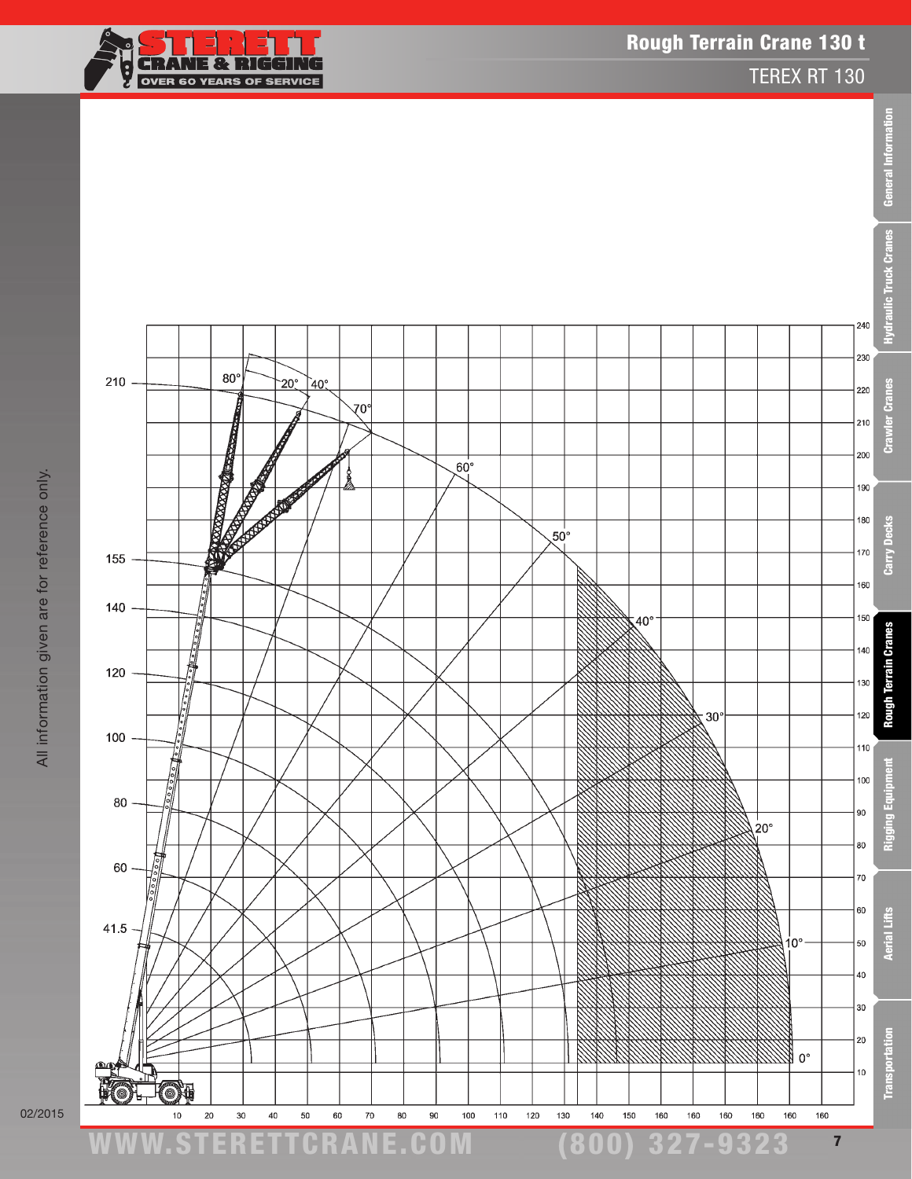## Rough Terrain Crane 130 t

TEREX RT 130

All information given are for reference only.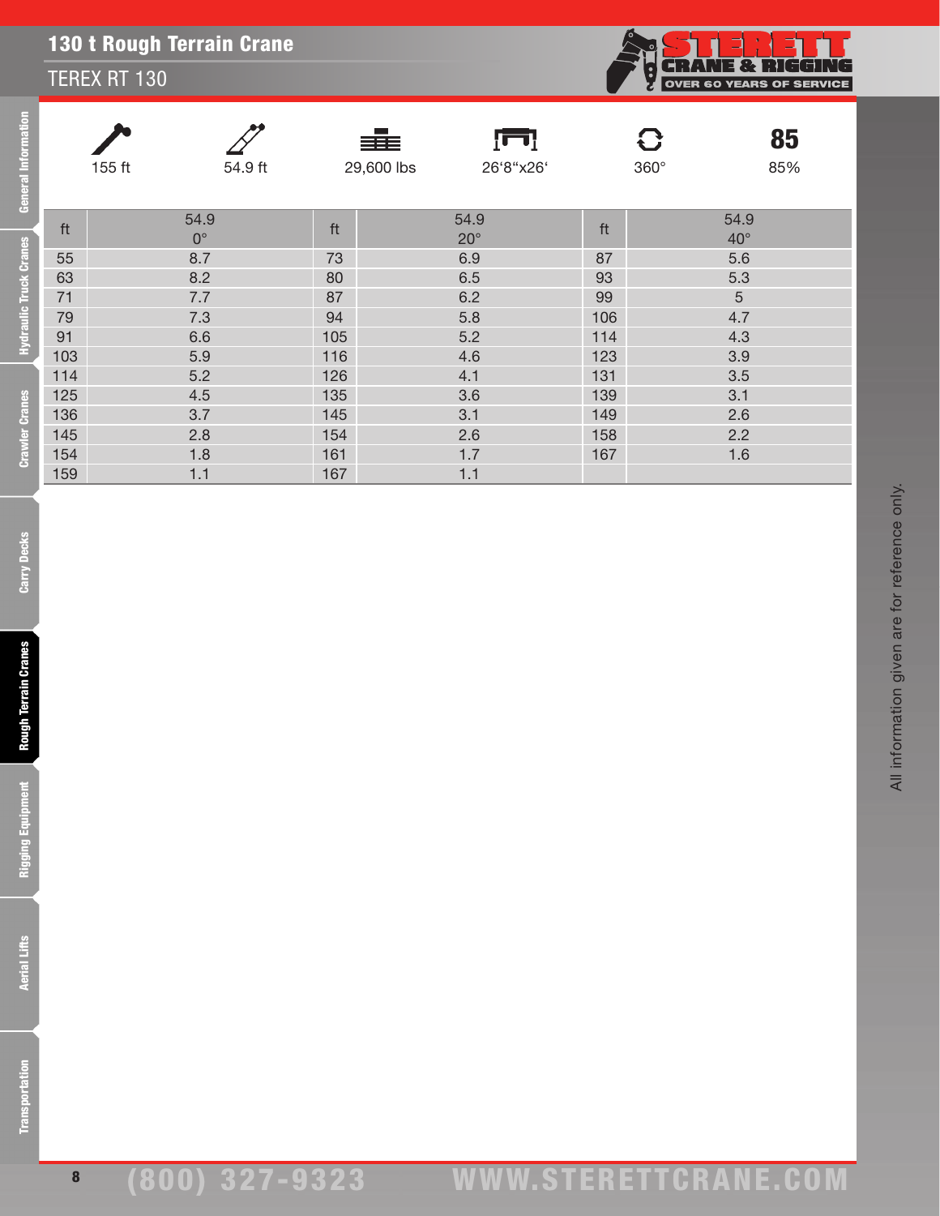# 130 t Rough Terrain Crane

## TEREX RT 130

| 155 ft | 54.9 ft | 29,600 lbs | 26'8"x26' | 360° | 85% |
|---|---|---|---|---|---|

| ft | 54.9<br>0° | ft | 54.9<br>20° | ft | 54.9<br>40° |
|---|---|---|---|---|---|
| 55 | 8.7 | 73 | 6.9 | 87 | 5.6 |
| 63 | 8.2 | 80 | 6.5 | 93 | 5.3 |
| 71 | 7.7 | 87 | 6.2 | 99 | 5 |
| 79 | 7.3 | 94 | 5.8 | 106 | 4.7 |
| 91 | 6.6 | 105 | 5.2 | 114 | 4.3 |
| 103 | 5.9 | 116 | 4.6 | 123 | 3.9 |
| 114 | 5.2 | 126 | 4.1 | 131 | 3.5 |
| 125 | 4.5 | 135 | 3.6 | 139 | 3.1 |
| 136 | 3.7 | 145 | 3.1 | 149 | 2.6 |
| 145 | 2.8 | 154 | 2.6 | 158 | 2.2 |
| 154 | 1.8 | 161 | 1.7 | 167 | 1.6 |
| 159 | 1.1 | 167 | 1.1 | | |

All information given are for reference only.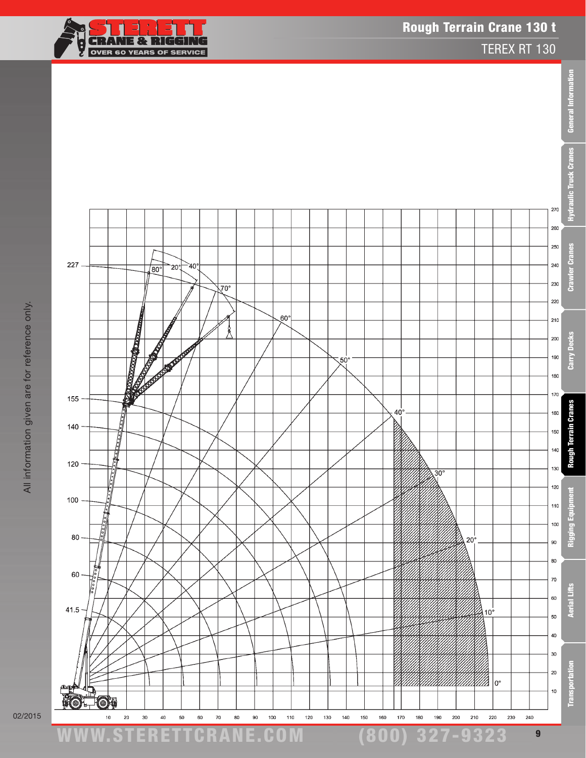# Rough Terrain Crane 130 t

## TEREX RT 130

All information given are for reference only.

02/2015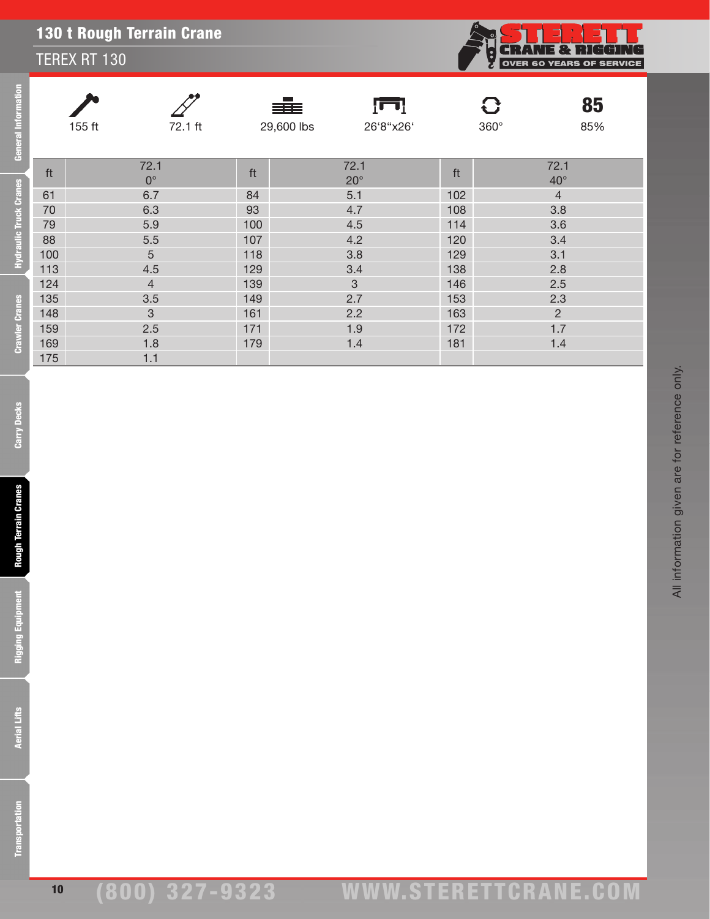## 130 t Rough Terrain Crane

TEREX RT 130

| 155 ft | 72.1 ft | 29,600 lbs | 26‘8“x26‘ | 360° | 85 |
|---|---|---|---|---|---|
| | | | | | 85% |

| ft | 72.1 0° | ft | 72.1 20° | ft | 72.1 40° |
|---|---|---|---|---|---|
| 61 | 6.7 | 84 | 5.1 | 102 | 4 |
| 70 | 6.3 | 93 | 4.7 | 108 | 3.8 |
| 79 | 5.9 | 100 | 4.5 | 114 | 3.6 |
| 88 | 5.5 | 107 | 4.2 | 120 | 3.4 |
| 100 | 5 | 118 | 3.8 | 129 | 3.1 |
| 113 | 4.5 | 129 | 3.4 | 138 | 2.8 |
| 124 | 4 | 139 | 3 | 146 | 2.5 |
| 135 | 3.5 | 149 | 2.7 | 153 | 2.3 |
| 148 | 3 | 161 | 2.2 | 163 | 2 |
| 159 | 2.5 | 171 | 1.9 | 172 | 1.7 |
| 169 | 1.8 | 179 | 1.4 | 181 | 1.4 |
| 175 | 1.1 | | | | |

All information given are for reference only.